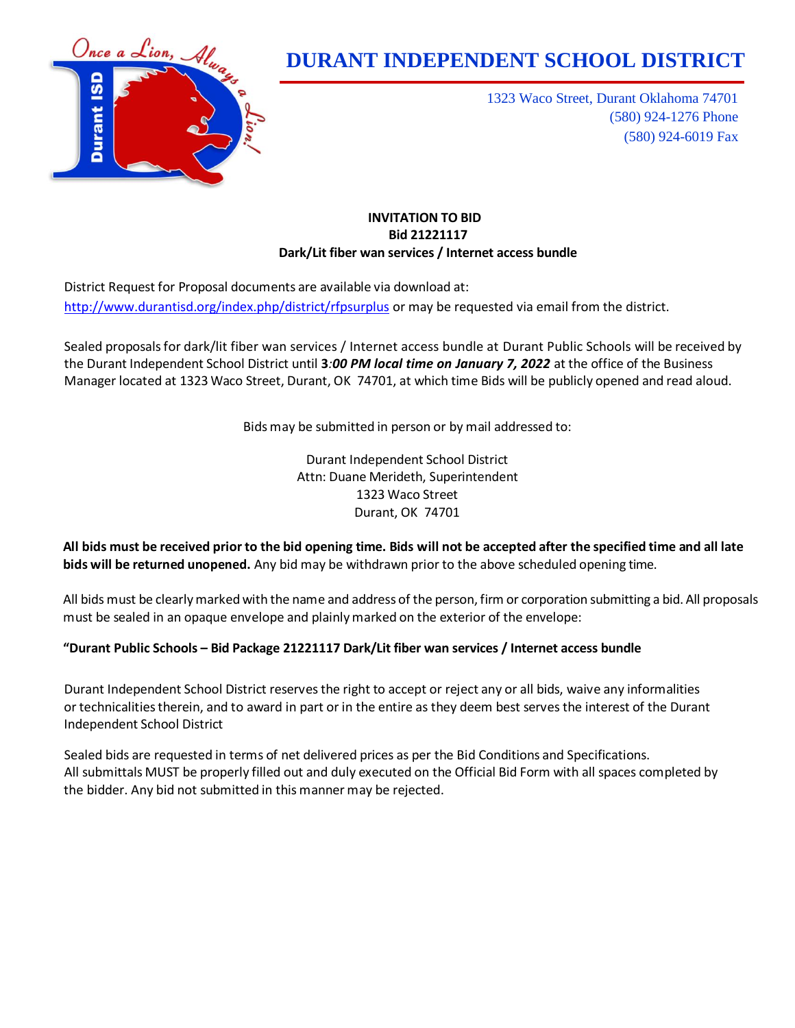# DURANT INDEPENDENT SCHOOL DISTRICT

1323 Waco Street, Durant Oklahoma 74701
(580) 924-1276 Phone
(580) 924-6019 Fax

**INVITATION TO BID**
**Bid 21221117**
**Dark/Lit fiber wan services / Internet access bundle**

District Request for Proposal documents are available via download at: http://www.durantisd.org/index.php/district/rfpsurplus or may be requested via email from the district.

Sealed proposals for dark/lit fiber wan services / Internet access bundle at Durant Public Schools will be received by the Durant Independent School District until **3*:00 PM local time on January 7, 2022*** at the office of the Business Manager located at 1323 Waco Street, Durant, OK 74701, at which time Bids will be publicly opened and read aloud.

Bids may be submitted in person or by mail addressed to:

Durant Independent School District
Attn: Duane Merideth, Superintendent
1323 Waco Street
Durant, OK 74701

**All bids must be received prior to the bid opening time. Bids will not be accepted after the specified time and all late bids will be returned unopened.** Any bid may be withdrawn prior to the above scheduled opening time.

All bids must be clearly marked with the name and address of the person, firm or corporation submitting a bid. All proposals must be sealed in an opaque envelope and plainly marked on the exterior of the envelope:

**"Durant Public Schools – Bid Package 21221117 Dark/Lit fiber wan services / Internet access bundle**

Durant Independent School District reserves the right to accept or reject any or all bids, waive any informalities or technicalities therein, and to award in part or in the entire as they deem best serves the interest of the Durant Independent School District

Sealed bids are requested in terms of net delivered prices as per the Bid Conditions and Specifications. All submittals MUST be properly filled out and duly executed on the Official Bid Form with all spaces completed by the bidder. Any bid not submitted in this manner may be rejected.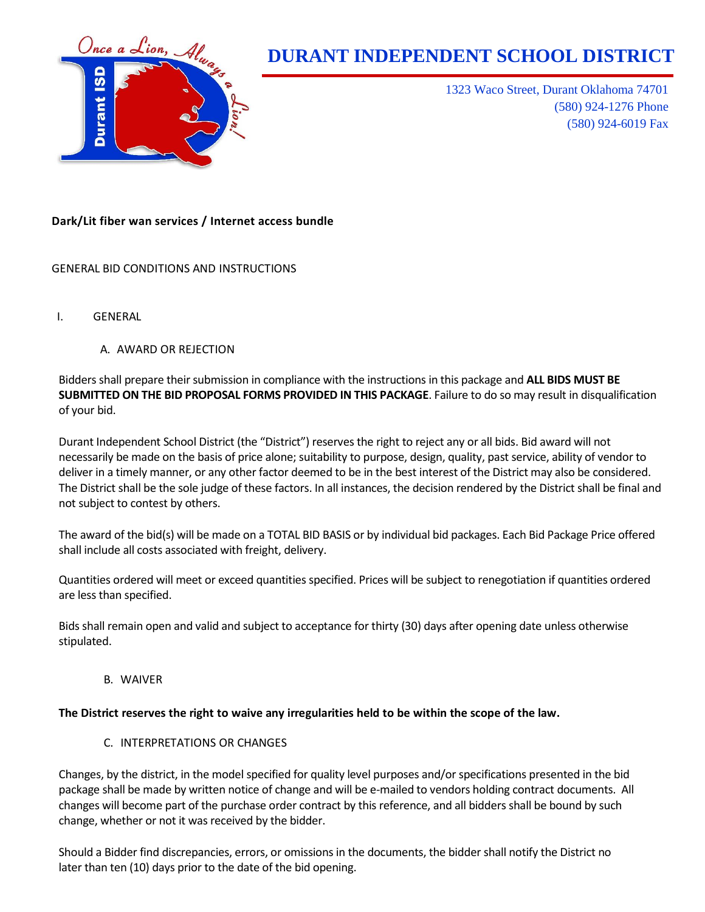# DURANT INDEPENDENT SCHOOL DISTRICT

1323 Waco Street, Durant Oklahoma 74701
(580) 924-1276 Phone
(580) 924-6019 Fax

**Dark/Lit fiber wan services / Internet access bundle**

GENERAL BID CONDITIONS AND INSTRUCTIONS

I. GENERAL

A. AWARD OR REJECTION

Bidders shall prepare their submission in compliance with the instructions in this package and **ALL BIDS MUST BE SUBMITTED ON THE BID PROPOSAL FORMS PROVIDED IN THIS PACKAGE**. Failure to do so may result in disqualification of your bid.

Durant Independent School District (the "District") reserves the right to reject any or all bids. Bid award will not necessarily be made on the basis of price alone; suitability to purpose, design, quality, past service, ability of vendor to deliver in a timely manner, or any other factor deemed to be in the best interest of the District may also be considered. The District shall be the sole judge of these factors. In all instances, the decision rendered by the District shall be final and not subject to contest by others.

The award of the bid(s) will be made on a TOTAL BID BASIS or by individual bid packages. Each Bid Package Price offered shall include all costs associated with freight, delivery.

Quantities ordered will meet or exceed quantities specified. Prices will be subject to renegotiation if quantities ordered are less than specified.

Bids shall remain open and valid and subject to acceptance for thirty (30) days after opening date unless otherwise stipulated.

B. WAIVER

**The District reserves the right to waive any irregularities held to be within the scope of the law.**

C. INTERPRETATIONS OR CHANGES

Changes, by the district, in the model specified for quality level purposes and/or specifications presented in the bid package shall be made by written notice of change and will be e-mailed to vendors holding contract documents. All changes will become part of the purchase order contract by this reference, and all bidders shall be bound by such change, whether or not it was received by the bidder.

Should a Bidder find discrepancies, errors, or omissions in the documents, the bidder shall notify the District no later than ten (10) days prior to the date of the bid opening.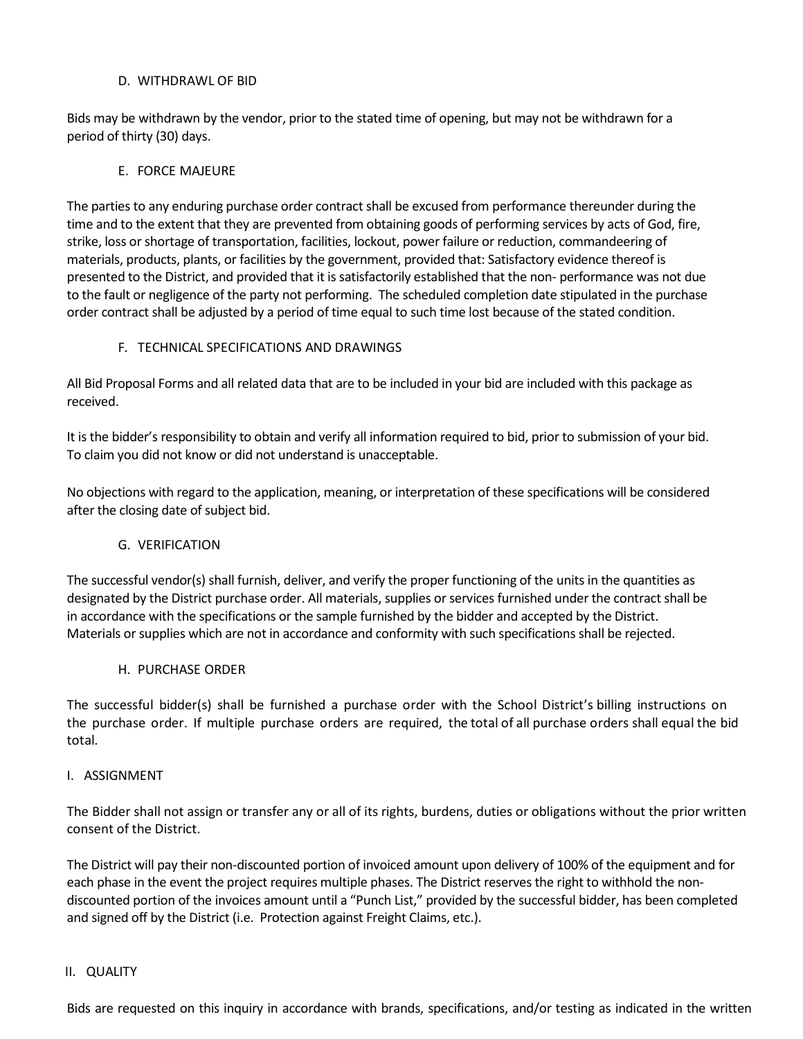### D. WITHDRAWL OF BID

Bids may be withdrawn by the vendor, prior to the stated time of opening, but may not be withdrawn for a period of thirty (30) days.

### E. FORCE MAJEURE

The parties to any enduring purchase order contract shall be excused from performance thereunder during the time and to the extent that they are prevented from obtaining goods of performing services by acts of God, fire, strike, loss or shortage of transportation, facilities, lockout, power failure or reduction, commandeering of materials, products, plants, or facilities by the government, provided that: Satisfactory evidence thereof is presented to the District, and provided that it is satisfactorily established that the non- performance was not due to the fault or negligence of the party not performing. The scheduled completion date stipulated in the purchase order contract shall be adjusted by a period of time equal to such time lost because of the stated condition.

### F. TECHNICAL SPECIFICATIONS AND DRAWINGS

All Bid Proposal Forms and all related data that are to be included in your bid are included with this package as received.

It is the bidder's responsibility to obtain and verify all information required to bid, prior to submission of your bid. To claim you did not know or did not understand is unacceptable.

No objections with regard to the application, meaning, or interpretation of these specifications will be considered after the closing date of subject bid.

### G. VERIFICATION

The successful vendor(s) shall furnish, deliver, and verify the proper functioning of the units in the quantities as designated by the District purchase order. All materials, supplies or services furnished under the contract shall be in accordance with the specifications or the sample furnished by the bidder and accepted by the District. Materials or supplies which are not in accordance and conformity with such specifications shall be rejected.

### H. PURCHASE ORDER

The successful bidder(s) shall be furnished a purchase order with the School District's billing instructions on the purchase order. If multiple purchase orders are required, the total of all purchase orders shall equal the bid total.

### I. ASSIGNMENT

The Bidder shall not assign or transfer any or all of its rights, burdens, duties or obligations without the prior written consent of the District.

The District will pay their non-discounted portion of invoiced amount upon delivery of 100% of the equipment and for each phase in the event the project requires multiple phases. The District reserves the right to withhold the non-discounted portion of the invoices amount until a "Punch List," provided by the successful bidder, has been completed and signed off by the District (i.e. Protection against Freight Claims, etc.).

## II. QUALITY

Bids are requested on this inquiry in accordance with brands, specifications, and/or testing as indicated in the written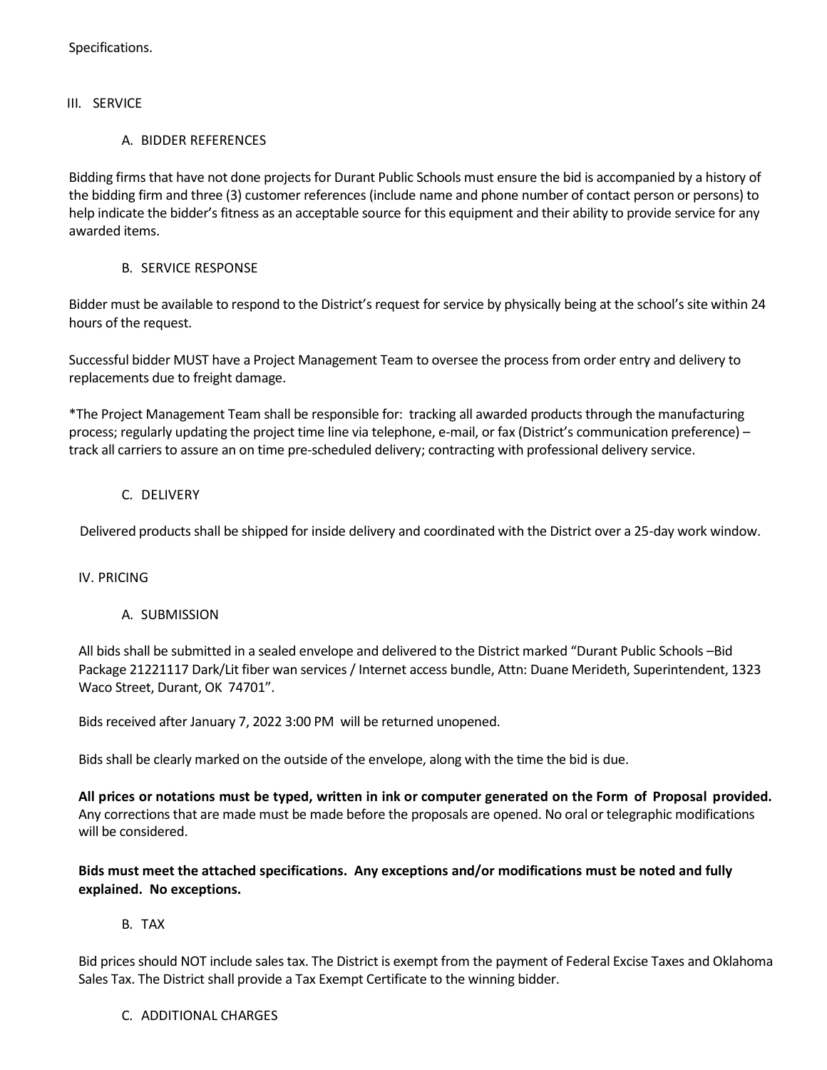Specifications.

## III. SERVICE

### A. BIDDER REFERENCES

Bidding firms that have not done projects for Durant Public Schools must ensure the bid is accompanied by a history of the bidding firm and three (3) customer references (include name and phone number of contact person or persons) to help indicate the bidder's fitness as an acceptable source for this equipment and their ability to provide service for any awarded items.

### B. SERVICE RESPONSE

Bidder must be available to respond to the District's request for service by physically being at the school's site within 24 hours of the request.

Successful bidder MUST have a Project Management Team to oversee the process from order entry and delivery to replacements due to freight damage.

*The Project Management Team shall be responsible for: tracking all awarded products through the manufacturing process; regularly updating the project time line via telephone, e-mail, or fax (District's communication preference) – track all carriers to assure an on time pre-scheduled delivery; contracting with professional delivery service.

### C. DELIVERY

Delivered products shall be shipped for inside delivery and coordinated with the District over a 25-day work window.

## IV. PRICING

### A. SUBMISSION

All bids shall be submitted in a sealed envelope and delivered to the District marked "Durant Public Schools –Bid Package 21221117 Dark/Lit fiber wan services / Internet access bundle, Attn: Duane Merideth, Superintendent, 1323 Waco Street, Durant, OK 74701".

Bids received after January 7, 2022 3:00 PM will be returned unopened.

Bids shall be clearly marked on the outside of the envelope, along with the time the bid is due.

**All prices or notations must be typed, written in ink or computer generated on the Form of Proposal provided.** Any corrections that are made must be made before the proposals are opened. No oral or telegraphic modifications will be considered.

**Bids must meet the attached specifications. Any exceptions and/or modifications must be noted and fully explained. No exceptions.**

### B. TAX

Bid prices should NOT include sales tax. The District is exempt from the payment of Federal Excise Taxes and Oklahoma Sales Tax. The District shall provide a Tax Exempt Certificate to the winning bidder.

### C. ADDITIONAL CHARGES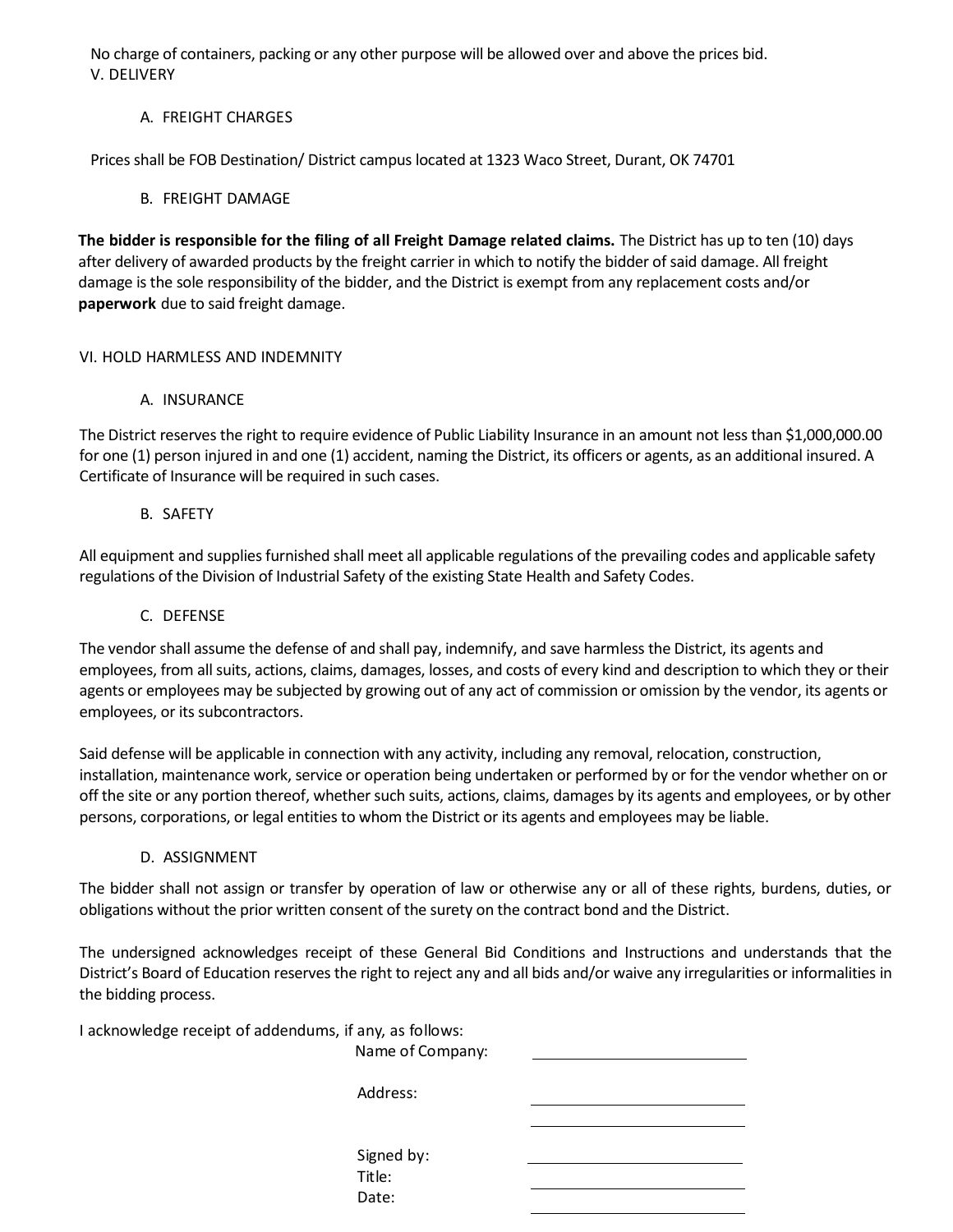No charge of containers, packing or any other purpose will be allowed over and above the prices bid.

## V. DELIVERY

### A. FREIGHT CHARGES

Prices shall be FOB Destination/ District campus located at 1323 Waco Street, Durant, OK 74701

### B. FREIGHT DAMAGE

**The bidder is responsible for the filing of all Freight Damage related claims.** The District has up to ten (10) days after delivery of awarded products by the freight carrier in which to notify the bidder of said damage. All freight damage is the sole responsibility of the bidder, and the District is exempt from any replacement costs and/or **paperwork** due to said freight damage.

## VI. HOLD HARMLESS AND INDEMNITY

### A. INSURANCE

The District reserves the right to require evidence of Public Liability Insurance in an amount not less than $1,000,000.00 for one (1) person injured in and one (1) accident, naming the District, its officers or agents, as an additional insured. A Certificate of Insurance will be required in such cases.

### B. SAFETY

All equipment and supplies furnished shall meet all applicable regulations of the prevailing codes and applicable safety regulations of the Division of Industrial Safety of the existing State Health and Safety Codes.

### C. DEFENSE

The vendor shall assume the defense of and shall pay, indemnify, and save harmless the District, its agents and employees, from all suits, actions, claims, damages, losses, and costs of every kind and description to which they or their agents or employees may be subjected by growing out of any act of commission or omission by the vendor, its agents or employees, or its subcontractors.

Said defense will be applicable in connection with any activity, including any removal, relocation, construction, installation, maintenance work, service or operation being undertaken or performed by or for the vendor whether on or off the site or any portion thereof, whether such suits, actions, claims, damages by its agents and employees, or by other persons, corporations, or legal entities to whom the District or its agents and employees may be liable.

### D. ASSIGNMENT

The bidder shall not assign or transfer by operation of law or otherwise any or all of these rights, burdens, duties, or obligations without the prior written consent of the surety on the contract bond and the District.

The undersigned acknowledges receipt of these General Bid Conditions and Instructions and understands that the District's Board of Education reserves the right to reject any and all bids and/or waive any irregularities or informalities in the bidding process.

I acknowledge receipt of addendums, if any, as follows:

Name of Company: ______________________

Address: ______________________

______________________

Signed by: ______________________

Title: ______________________

Date: ______________________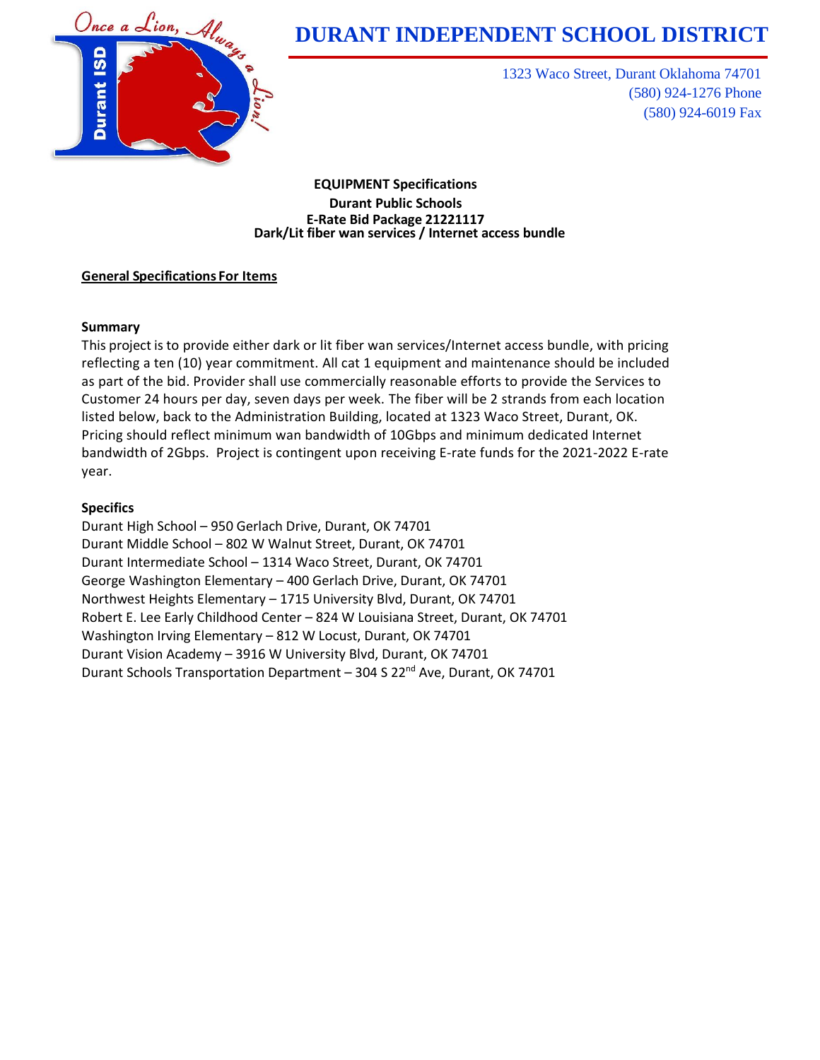# DURANT INDEPENDENT SCHOOL DISTRICT

Once a Lion, Always a Lion!

1323 Waco Street, Durant Oklahoma 74701
(580) 924-1276 Phone
(580) 924-6019 Fax

**EQUIPMENT Specifications**
**Durant Public Schools**
**E-Rate Bid Package 21221117**
**Dark/Lit fiber wan services / Internet access bundle**

**General Specifications For Items**

**Summary**

This project is to provide either dark or lit fiber wan services/Internet access bundle, with pricing reflecting a ten (10) year commitment. All cat 1 equipment and maintenance should be included as part of the bid. Provider shall use commercially reasonable efforts to provide the Services to Customer 24 hours per day, seven days per week. The fiber will be 2 strands from each location listed below, back to the Administration Building, located at 1323 Waco Street, Durant, OK. Pricing should reflect minimum wan bandwidth of 10Gbps and minimum dedicated Internet bandwidth of 2Gbps. Project is contingent upon receiving E-rate funds for the 2021-2022 E-rate year.

**Specifics**

Durant High School – 950 Gerlach Drive, Durant, OK 74701
Durant Middle School – 802 W Walnut Street, Durant, OK 74701
Durant Intermediate School – 1314 Waco Street, Durant, OK 74701
George Washington Elementary – 400 Gerlach Drive, Durant, OK 74701
Northwest Heights Elementary – 1715 University Blvd, Durant, OK 74701
Robert E. Lee Early Childhood Center – 824 W Louisiana Street, Durant, OK 74701
Washington Irving Elementary – 812 W Locust, Durant, OK 74701
Durant Vision Academy – 3916 W University Blvd, Durant, OK 74701
Durant Schools Transportation Department – 304 S 22nd Ave, Durant, OK 74701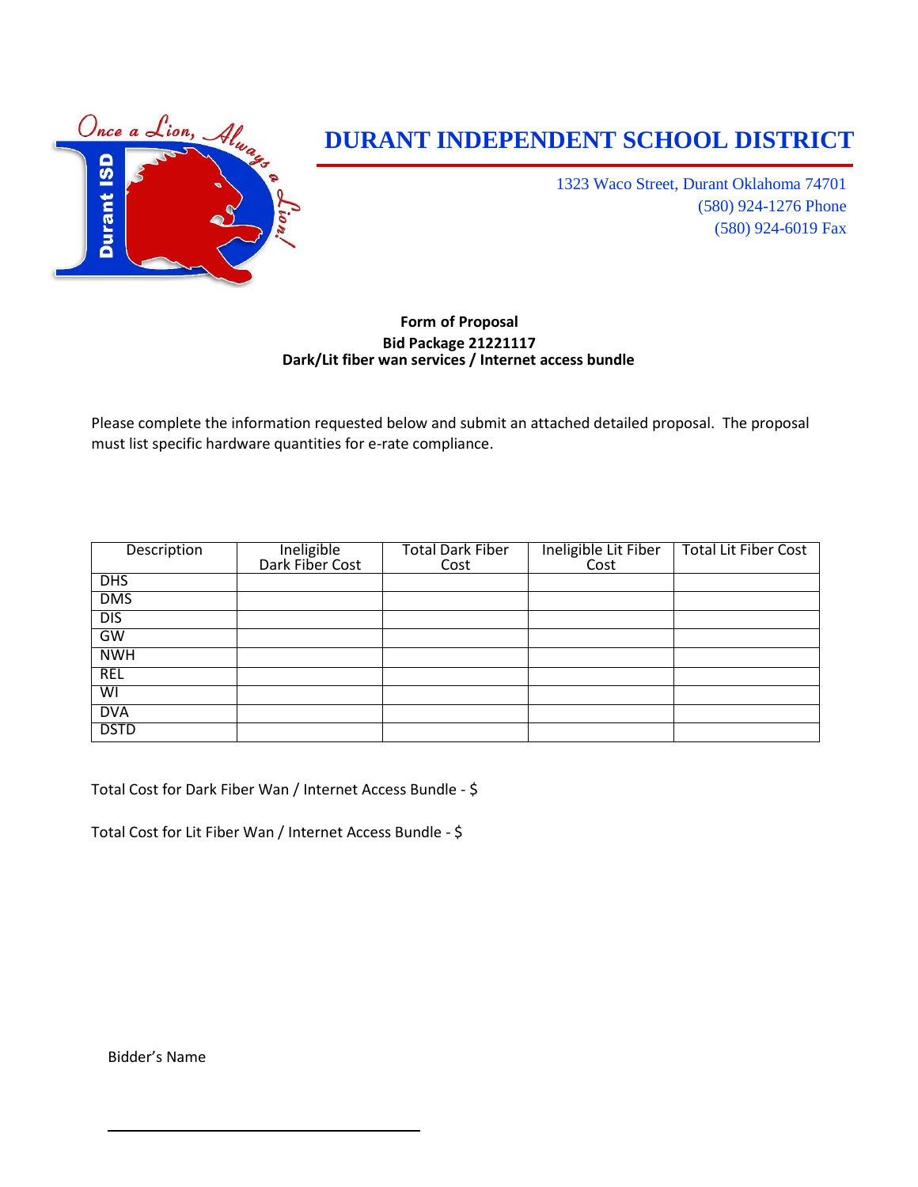# DURANT INDEPENDENT SCHOOL DISTRICT

1323 Waco Street, Durant Oklahoma 74701
(580) 924-1276 Phone
(580) 924-6019 Fax

**Form of Proposal**
**Bid Package 21221117**
**Dark/Lit fiber wan services / Internet access bundle**

Please complete the information requested below and submit an attached detailed proposal. The proposal must list specific hardware quantities for e-rate compliance.

| Description | Ineligible Dark Fiber Cost | Total Dark Fiber Cost | Ineligible Lit Fiber Cost | Total Lit Fiber Cost |
|---|---|---|---|---|
| DHS | | | | |
| DMS | | | | |
| DIS | | | | |
| GW | | | | |
| NWH | | | | |
| REL | | | | |
| WI | | | | |
| DVA | | | | |
| DSTD | | | | |

Total Cost for Dark Fiber Wan / Internet Access Bundle - $

Total Cost for Lit Fiber Wan / Internet Access Bundle - $

Bidder's Name

______________________________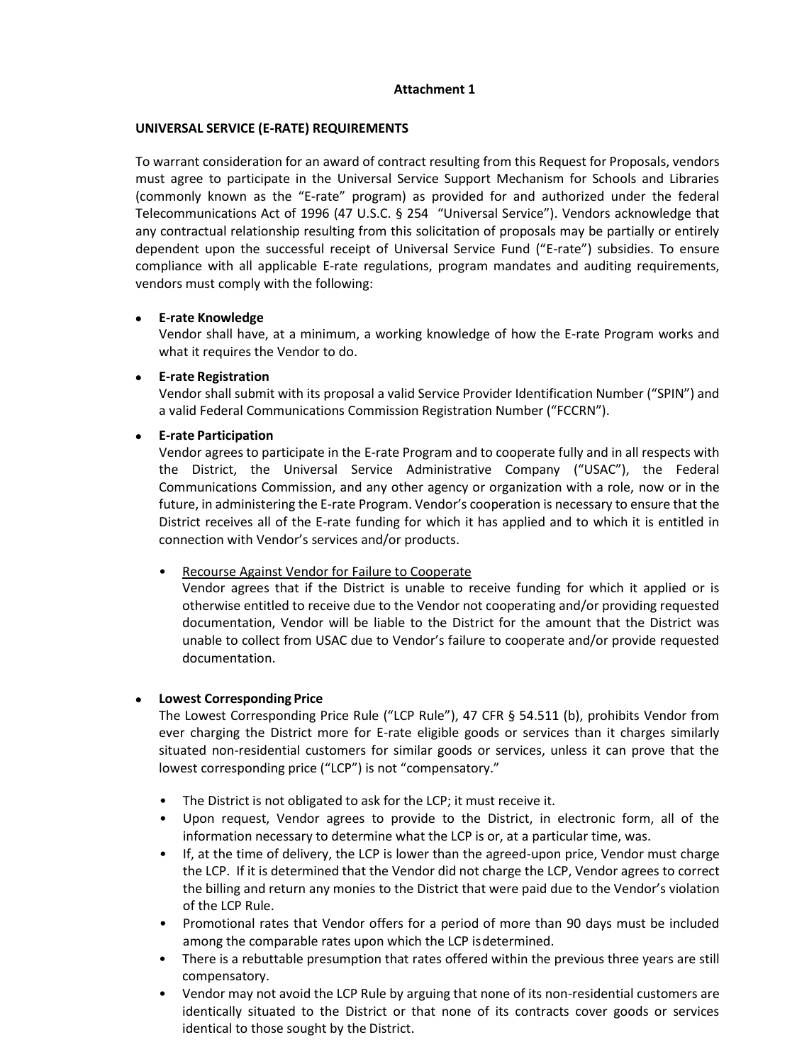**Attachment 1**

**UNIVERSAL SERVICE (E-RATE) REQUIREMENTS**

To warrant consideration for an award of contract resulting from this Request for Proposals, vendors must agree to participate in the Universal Service Support Mechanism for Schools and Libraries (commonly known as the "E-rate" program) as provided for and authorized under the federal Telecommunications Act of 1996 (47 U.S.C. § 254 "Universal Service"). Vendors acknowledge that any contractual relationship resulting from this solicitation of proposals may be partially or entirely dependent upon the successful receipt of Universal Service Fund ("E-rate") subsidies. To ensure compliance with all applicable E-rate regulations, program mandates and auditing requirements, vendors must comply with the following:

- **E-rate Knowledge**
  Vendor shall have, at a minimum, a working knowledge of how the E-rate Program works and what it requires the Vendor to do.

- **E-rate Registration**
  Vendor shall submit with its proposal a valid Service Provider Identification Number ("SPIN") and a valid Federal Communications Commission Registration Number ("FCCRN").

- **E-rate Participation**
  Vendor agrees to participate in the E-rate Program and to cooperate fully and in all respects with the District, the Universal Service Administrative Company ("USAC"), the Federal Communications Commission, and any other agency or organization with a role, now or in the future, in administering the E-rate Program. Vendor's cooperation is necessary to ensure that the District receives all of the E-rate funding for which it has applied and to which it is entitled in connection with Vendor's services and/or products.

  - Recourse Against Vendor for Failure to Cooperate
    Vendor agrees that if the District is unable to receive funding for which it applied or is otherwise entitled to receive due to the Vendor not cooperating and/or providing requested documentation, Vendor will be liable to the District for the amount that the District was unable to collect from USAC due to Vendor's failure to cooperate and/or provide requested documentation.

- **Lowest Corresponding Price**
  The Lowest Corresponding Price Rule ("LCP Rule"), 47 CFR § 54.511 (b), prohibits Vendor from ever charging the District more for E-rate eligible goods or services than it charges similarly situated non-residential customers for similar goods or services, unless it can prove that the lowest corresponding price ("LCP") is not "compensatory."

  - The District is not obligated to ask for the LCP; it must receive it.
  - Upon request, Vendor agrees to provide to the District, in electronic form, all of the information necessary to determine what the LCP is or, at a particular time, was.
  - If, at the time of delivery, the LCP is lower than the agreed-upon price, Vendor must charge the LCP. If it is determined that the Vendor did not charge the LCP, Vendor agrees to correct the billing and return any monies to the District that were paid due to the Vendor's violation of the LCP Rule.
  - Promotional rates that Vendor offers for a period of more than 90 days must be included among the comparable rates upon which the LCP is determined.
  - There is a rebuttable presumption that rates offered within the previous three years are still compensatory.
  - Vendor may not avoid the LCP Rule by arguing that none of its non-residential customers are identically situated to the District or that none of its contracts cover goods or services identical to those sought by the District.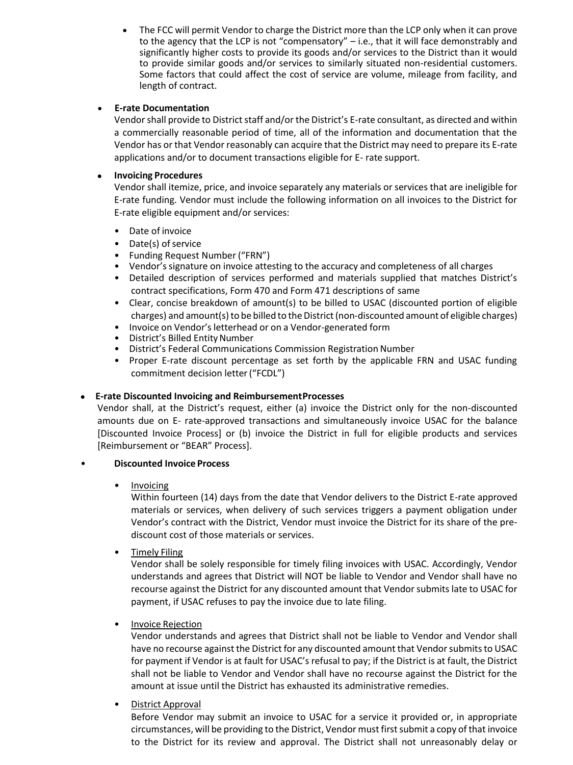- The FCC will permit Vendor to charge the District more than the LCP only when it can prove to the agency that the LCP is not "compensatory" – i.e., that it will face demonstrably and significantly higher costs to provide its goods and/or services to the District than it would to provide similar goods and/or services to similarly situated non-residential customers. Some factors that could affect the cost of service are volume, mileage from facility, and length of contract.

- **E-rate Documentation**
  Vendor shall provide to District staff and/or the District's E-rate consultant, as directed and within a commercially reasonable period of time, all of the information and documentation that the Vendor has or that Vendor reasonably can acquire that the District may need to prepare its E-rate applications and/or to document transactions eligible for E- rate support.

- **Invoicing Procedures**
  Vendor shall itemize, price, and invoice separately any materials or services that are ineligible for E-rate funding. Vendor must include the following information on all invoices to the District for E-rate eligible equipment and/or services:

  - Date of invoice
  - Date(s) of service
  - Funding Request Number ("FRN")
  - Vendor's signature on invoice attesting to the accuracy and completeness of all charges
  - Detailed description of services performed and materials supplied that matches District's contract specifications, Form 470 and Form 471 descriptions of same
  - Clear, concise breakdown of amount(s) to be billed to USAC (discounted portion of eligible charges) and amount(s) to be billed to the District (non-discounted amount of eligible charges)
  - Invoice on Vendor's letterhead or on a Vendor-generated form
  - District's Billed Entity Number
  - District's Federal Communications Commission Registration Number
  - Proper E-rate discount percentage as set forth by the applicable FRN and USAC funding commitment decision letter ("FCDL")

- **E-rate Discounted Invoicing and Reimbursement Processes**
  Vendor shall, at the District's request, either (a) invoice the District only for the non-discounted amounts due on E- rate-approved transactions and simultaneously invoice USAC for the balance [Discounted Invoice Process] or (b) invoice the District in full for eligible products and services [Reimbursement or "BEAR" Process].

- **Discounted Invoice Process**

  - Invoicing
    Within fourteen (14) days from the date that Vendor delivers to the District E-rate approved materials or services, when delivery of such services triggers a payment obligation under Vendor's contract with the District, Vendor must invoice the District for its share of the pre-discount cost of those materials or services.

  - Timely Filing
    Vendor shall be solely responsible for timely filing invoices with USAC. Accordingly, Vendor understands and agrees that District will NOT be liable to Vendor and Vendor shall have no recourse against the District for any discounted amount that Vendor submits late to USAC for payment, if USAC refuses to pay the invoice due to late filing.

  - Invoice Rejection
    Vendor understands and agrees that District shall not be liable to Vendor and Vendor shall have no recourse against the District for any discounted amount that Vendor submits to USAC for payment if Vendor is at fault for USAC's refusal to pay; if the District is at fault, the District shall not be liable to Vendor and Vendor shall have no recourse against the District for the amount at issue until the District has exhausted its administrative remedies.

  - District Approval
    Before Vendor may submit an invoice to USAC for a service it provided or, in appropriate circumstances, will be providing to the District, Vendor must first submit a copy of that invoice to the District for its review and approval. The District shall not unreasonably delay or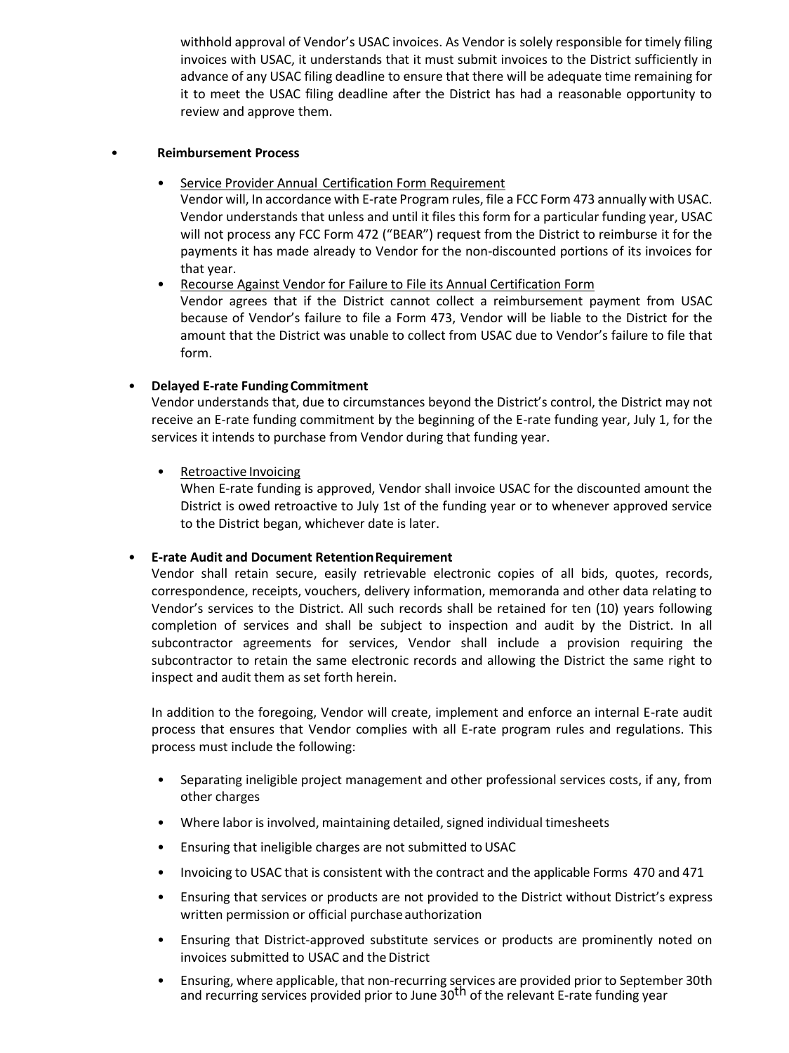withhold approval of Vendor's USAC invoices. As Vendor is solely responsible for timely filing invoices with USAC, it understands that it must submit invoices to the District sufficiently in advance of any USAC filing deadline to ensure that there will be adequate time remaining for it to meet the USAC filing deadline after the District has had a reasonable opportunity to review and approve them.

- **Reimbursement Process**
  - Service Provider Annual Certification Form Requirement
    Vendor will, In accordance with E-rate Program rules, file a FCC Form 473 annually with USAC. Vendor understands that unless and until it files this form for a particular funding year, USAC will not process any FCC Form 472 ("BEAR") request from the District to reimburse it for the payments it has made already to Vendor for the non-discounted portions of its invoices for that year.
  - Recourse Against Vendor for Failure to File its Annual Certification Form
    Vendor agrees that if the District cannot collect a reimbursement payment from USAC because of Vendor's failure to file a Form 473, Vendor will be liable to the District for the amount that the District was unable to collect from USAC due to Vendor's failure to file that form.

- **Delayed E-rate Funding Commitment**
  Vendor understands that, due to circumstances beyond the District's control, the District may not receive an E-rate funding commitment by the beginning of the E-rate funding year, July 1, for the services it intends to purchase from Vendor during that funding year.
  - Retroactive Invoicing
    When E-rate funding is approved, Vendor shall invoice USAC for the discounted amount the District is owed retroactive to July 1st of the funding year or to whenever approved service to the District began, whichever date is later.

- **E-rate Audit and Document Retention Requirement**
  Vendor shall retain secure, easily retrievable electronic copies of all bids, quotes, records, correspondence, receipts, vouchers, delivery information, memoranda and other data relating to Vendor's services to the District. All such records shall be retained for ten (10) years following completion of services and shall be subject to inspection and audit by the District. In all subcontractor agreements for services, Vendor shall include a provision requiring the subcontractor to retain the same electronic records and allowing the District the same right to inspect and audit them as set forth herein.

  In addition to the foregoing, Vendor will create, implement and enforce an internal E-rate audit process that ensures that Vendor complies with all E-rate program rules and regulations. This process must include the following:

  - Separating ineligible project management and other professional services costs, if any, from other charges
  - Where labor is involved, maintaining detailed, signed individual timesheets
  - Ensuring that ineligible charges are not submitted to USAC
  - Invoicing to USAC that is consistent with the contract and the applicable Forms 470 and 471
  - Ensuring that services or products are not provided to the District without District's express written permission or official purchase authorization
  - Ensuring that District-approved substitute services or products are prominently noted on invoices submitted to USAC and the District
  - Ensuring, where applicable, that non-recurring services are provided prior to September 30th and recurring services provided prior to June 30th of the relevant E-rate funding year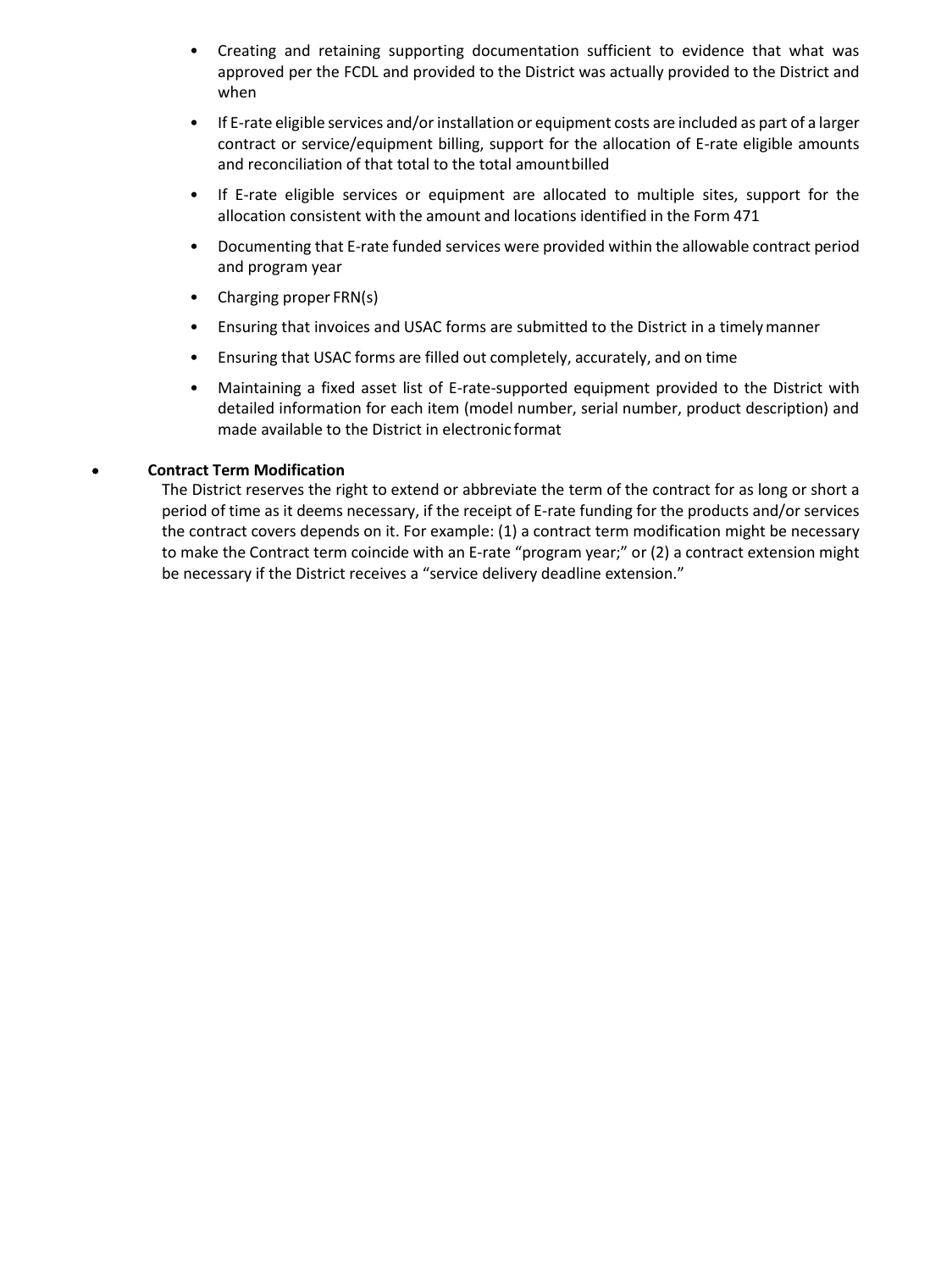- Creating and retaining supporting documentation sufficient to evidence that what was approved per the FCDL and provided to the District was actually provided to the District and when
- If E-rate eligible services and/or installation or equipment costs are included as part of a larger contract or service/equipment billing, support for the allocation of E-rate eligible amounts and reconciliation of that total to the total amount billed
- If E-rate eligible services or equipment are allocated to multiple sites, support for the allocation consistent with the amount and locations identified in the Form 471
- Documenting that E-rate funded services were provided within the allowable contract period and program year
- Charging proper FRN(s)
- Ensuring that invoices and USAC forms are submitted to the District in a timely manner
- Ensuring that USAC forms are filled out completely, accurately, and on time
- Maintaining a fixed asset list of E-rate-supported equipment provided to the District with detailed information for each item (model number, serial number, product description) and made available to the District in electronic format

- **Contract Term Modification**

  The District reserves the right to extend or abbreviate the term of the contract for as long or short a period of time as it deems necessary, if the receipt of E-rate funding for the products and/or services the contract covers depends on it. For example: (1) a contract term modification might be necessary to make the Contract term coincide with an E-rate "program year;" or (2) a contract extension might be necessary if the District receives a "service delivery deadline extension."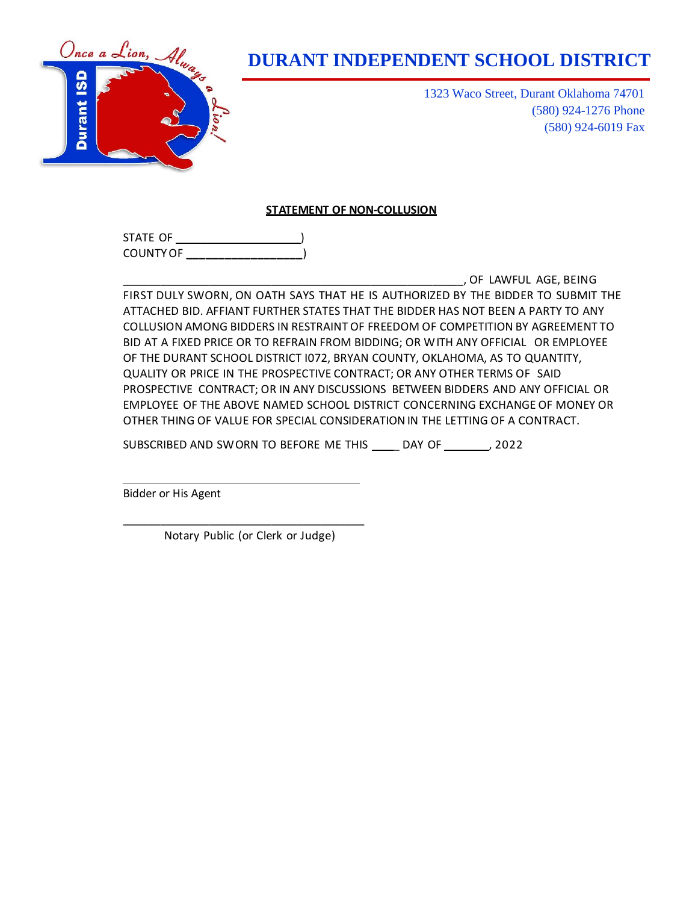# DURANT INDEPENDENT SCHOOL DISTRICT

1323 Waco Street, Durant Oklahoma 74701
(580) 924-1276 Phone
(580) 924-6019 Fax

**STATEMENT OF NON-COLLUSION**

STATE OF ____________________)
COUNTY OF __________________)

________________________________________________________, OF LAWFUL AGE, BEING FIRST DULY SWORN, ON OATH SAYS THAT HE IS AUTHORIZED BY THE BIDDER TO SUBMIT THE ATTACHED BID. AFFIANT FURTHER STATES THAT THE BIDDER HAS NOT BEEN A PARTY TO ANY COLLUSION AMONG BIDDERS IN RESTRAINT OF FREEDOM OF COMPETITION BY AGREEMENT TO BID AT A FIXED PRICE OR TO REFRAIN FROM BIDDING; OR WITH ANY OFFICIAL OR EMPLOYEE OF THE DURANT SCHOOL DISTRICT I072, BRYAN COUNTY, OKLAHOMA, AS TO QUANTITY, QUALITY OR PRICE IN THE PROSPECTIVE CONTRACT; OR ANY OTHER TERMS OF SAID PROSPECTIVE CONTRACT; OR IN ANY DISCUSSIONS BETWEEN BIDDERS AND ANY OFFICIAL OR EMPLOYEE OF THE ABOVE NAMED SCHOOL DISTRICT CONCERNING EXCHANGE OF MONEY OR OTHER THING OF VALUE FOR SPECIAL CONSIDERATION IN THE LETTING OF A CONTRACT.

SUBSCRIBED AND SWORN TO BEFORE ME THIS ____ DAY OF ________, 2022

________________________________________
Bidder or His Agent

________________________________________
Notary Public (or Clerk or Judge)